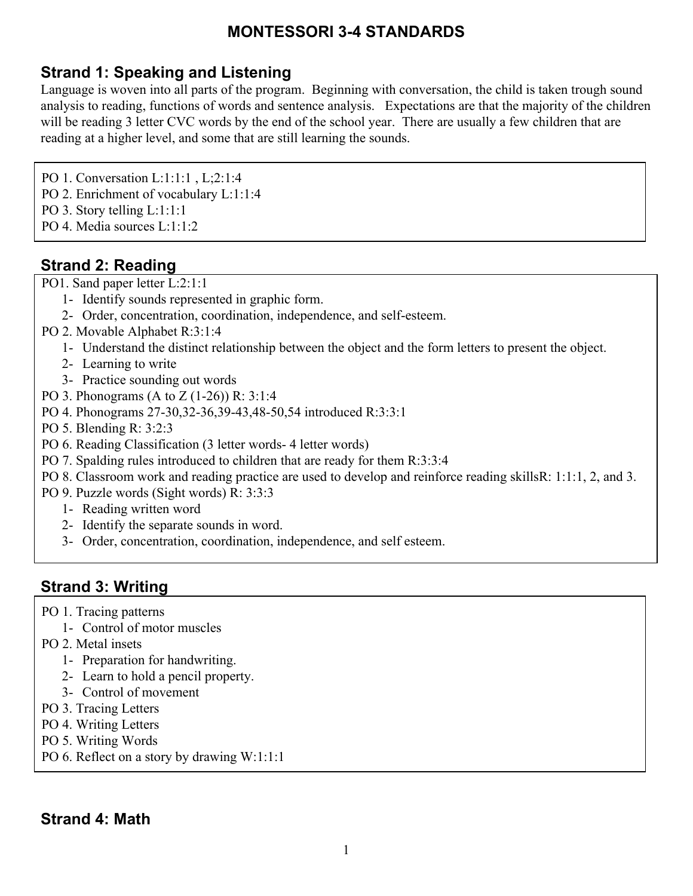# MONTESSORI 3-4 STANDARDS

## Strand 1: Speaking and Listening

Language is woven into all parts of the program. Beginning with conversation, the child is taken trough sound analysis to reading, functions of words and sentence analysis. Expectations are that the majority of the children will be reading 3 letter CVC words by the end of the school year. There are usually a few children that are reading at a higher level, and some that are still learning the sounds.

PO 1. Conversation L:1:1:1 , L;2:1:4
PO 2. Enrichment of vocabulary L:1:1:4
PO 3. Story telling L:1:1:1
PO 4. Media sources L:1:1:2

## Strand 2: Reading

PO1. Sand paper letter L:2:1:1
1- Identify sounds represented in graphic form.
2- Order, concentration, coordination, independence, and self-esteem.

PO 2. Movable Alphabet R:3:1:4
1- Understand the distinct relationship between the object and the form letters to present the object.
2- Learning to write
3- Practice sounding out words

PO 3. Phonograms (A to Z (1-26)) R: 3:1:4
PO 4. Phonograms 27-30,32-36,39-43,48-50,54 introduced R:3:3:1
PO 5. Blending R: 3:2:3
PO 6. Reading Classification (3 letter words- 4 letter words)
PO 7. Spalding rules introduced to children that are ready for them R:3:3:4
PO 8. Classroom work and reading practice are used to develop and reinforce reading skillsR: 1:1:1, 2, and 3.
PO 9. Puzzle words (Sight words) R: 3:3:3
1- Reading written word
2- Identify the separate sounds in word.
3- Order, concentration, coordination, independence, and self esteem.

## Strand 3: Writing

PO 1. Tracing patterns
1- Control of motor muscles

PO 2. Metal insets
1- Preparation for handwriting.
2- Learn to hold a pencil property.
3- Control of movement

PO 3. Tracing Letters
PO 4. Writing Letters
PO 5. Writing Words
PO 6. Reflect on a story by drawing W:1:1:1

## Strand 4: Math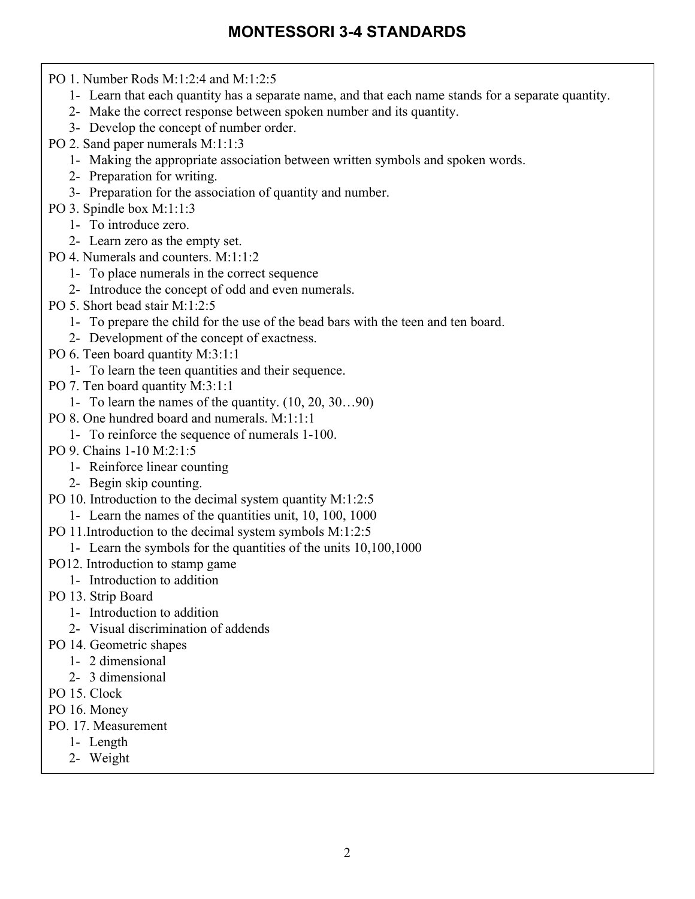# MONTESSORI 3-4 STANDARDS

PO 1. Number Rods M:1:2:4 and M:1:2:5
   1- Learn that each quantity has a separate name, and that each name stands for a separate quantity.
   2- Make the correct response between spoken number and its quantity.
   3- Develop the concept of number order.

PO 2. Sand paper numerals M:1:1:3
   1- Making the appropriate association between written symbols and spoken words.
   2- Preparation for writing.
   3- Preparation for the association of quantity and number.

PO 3. Spindle box M:1:1:3
   1- To introduce zero.
   2- Learn zero as the empty set.

PO 4. Numerals and counters. M:1:1:2
   1- To place numerals in the correct sequence
   2- Introduce the concept of odd and even numerals.

PO 5. Short bead stair M:1:2:5
   1- To prepare the child for the use of the bead bars with the teen and ten board.
   2- Development of the concept of exactness.

PO 6. Teen board quantity M:3:1:1
   1- To learn the teen quantities and their sequence.

PO 7. Ten board quantity M:3:1:1
   1- To learn the names of the quantity. (10, 20, 30…90)

PO 8. One hundred board and numerals. M:1:1:1
   1- To reinforce the sequence of numerals 1-100.

PO 9. Chains 1-10 M:2:1:5
   1- Reinforce linear counting
   2- Begin skip counting.

PO 10. Introduction to the decimal system quantity M:1:2:5
   1- Learn the names of the quantities unit, 10, 100, 1000

PO 11.Introduction to the decimal system symbols M:1:2:5
   1- Learn the symbols for the quantities of the units 10,100,1000

PO12. Introduction to stamp game
   1- Introduction to addition

PO 13. Strip Board
   1- Introduction to addition
   2- Visual discrimination of addends

PO 14. Geometric shapes
   1- 2 dimensional
   2- 3 dimensional

PO 15. Clock

PO 16. Money

PO. 17. Measurement
   1- Length
   2- Weight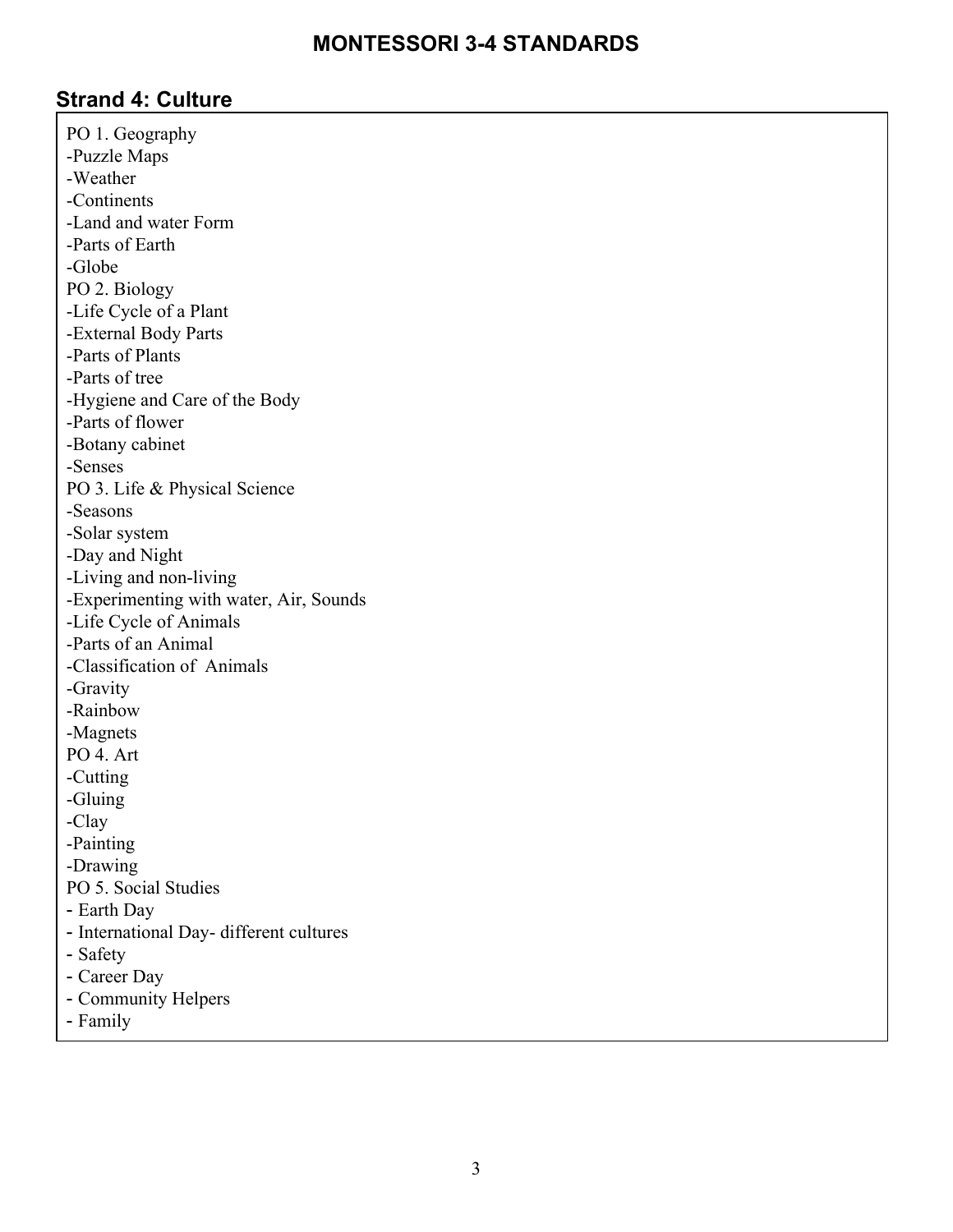# MONTESSORI 3-4 STANDARDS

## Strand 4: Culture

PO 1. Geography
-Puzzle Maps
-Weather
-Continents
-Land and water Form
-Parts of Earth
-Globe
PO 2. Biology
-Life Cycle of a Plant
-External Body Parts
-Parts of Plants
-Parts of tree
-Hygiene and Care of the Body
-Parts of flower
-Botany cabinet
-Senses
PO 3. Life & Physical Science
-Seasons
-Solar system
-Day and Night
-Living and non-living
-Experimenting with water, Air, Sounds
-Life Cycle of Animals
-Parts of an Animal
-Classification of Animals
-Gravity
-Rainbow
-Magnets
PO 4. Art
-Cutting
-Gluing
-Clay
-Painting
-Drawing
PO 5. Social Studies
- Earth Day
- International Day- different cultures
- Safety
- Career Day
- Community Helpers
- Family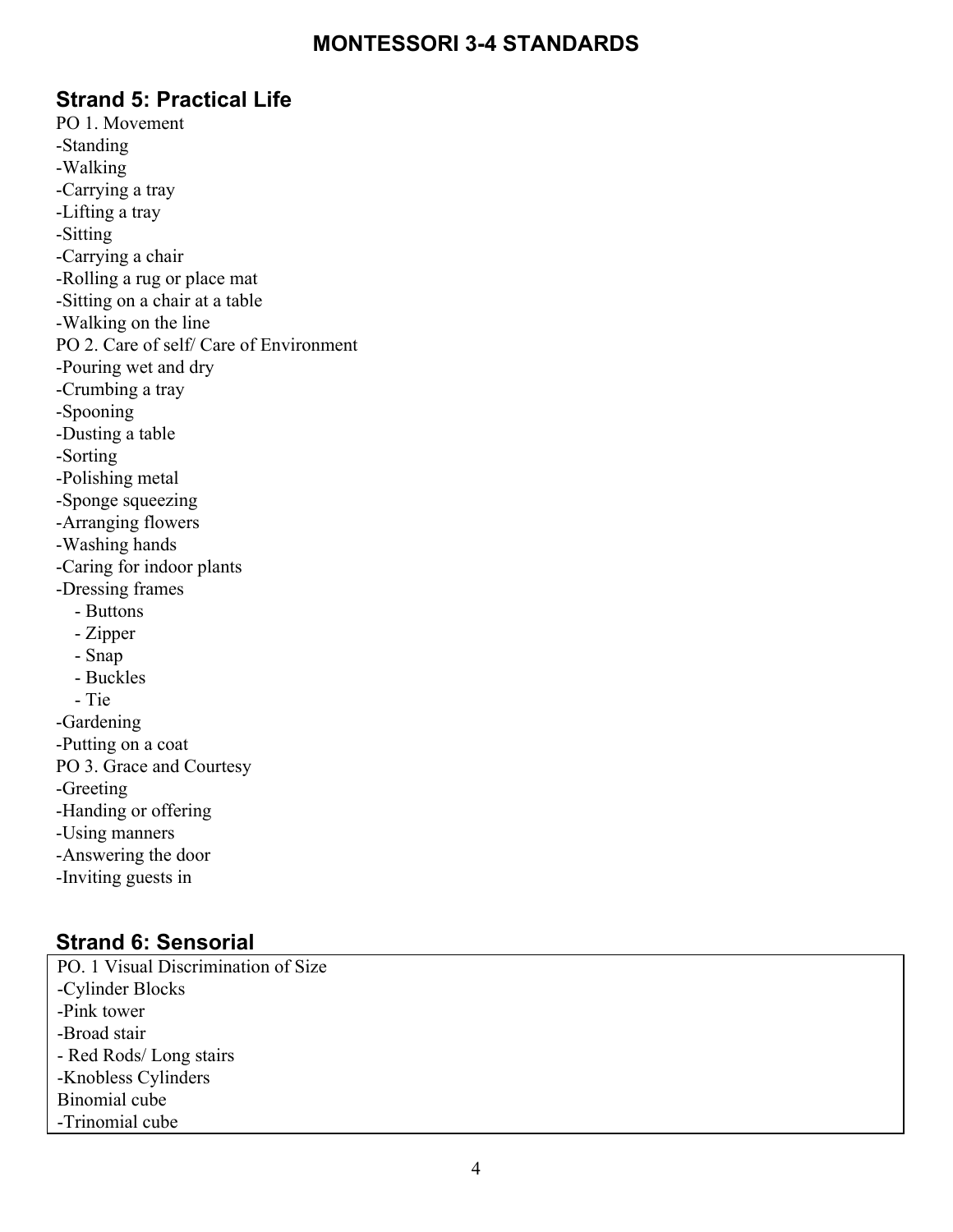# MONTESSORI 3-4 STANDARDS

## Strand 5: Practical Life

PO 1. Movement
- -Standing
- -Walking
- -Carrying a tray
- -Lifting a tray
- -Sitting
- -Carrying a chair
- -Rolling a rug or place mat
- -Sitting on a chair at a table
- -Walking on the line

PO 2. Care of self/ Care of Environment
- -Pouring wet and dry
- -Crumbing a tray
- -Spooning
- -Dusting a table
- -Sorting
- -Polishing metal
- -Sponge squeezing
- -Arranging flowers
- -Washing hands
- -Caring for indoor plants
- -Dressing frames
  - - Buttons
  - - Zipper
  - - Snap
  - - Buckles
  - - Tie
- -Gardening
- -Putting on a coat

PO 3. Grace and Courtesy
- -Greeting
- -Handing or offering
- -Using manners
- -Answering the door
- -Inviting guests in

## Strand 6: Sensorial

PO. 1 Visual Discrimination of Size
- -Cylinder Blocks
- -Pink tower
- -Broad stair
- - Red Rods/ Long stairs
- -Knobless Cylinders
- Binomial cube
- -Trinomial cube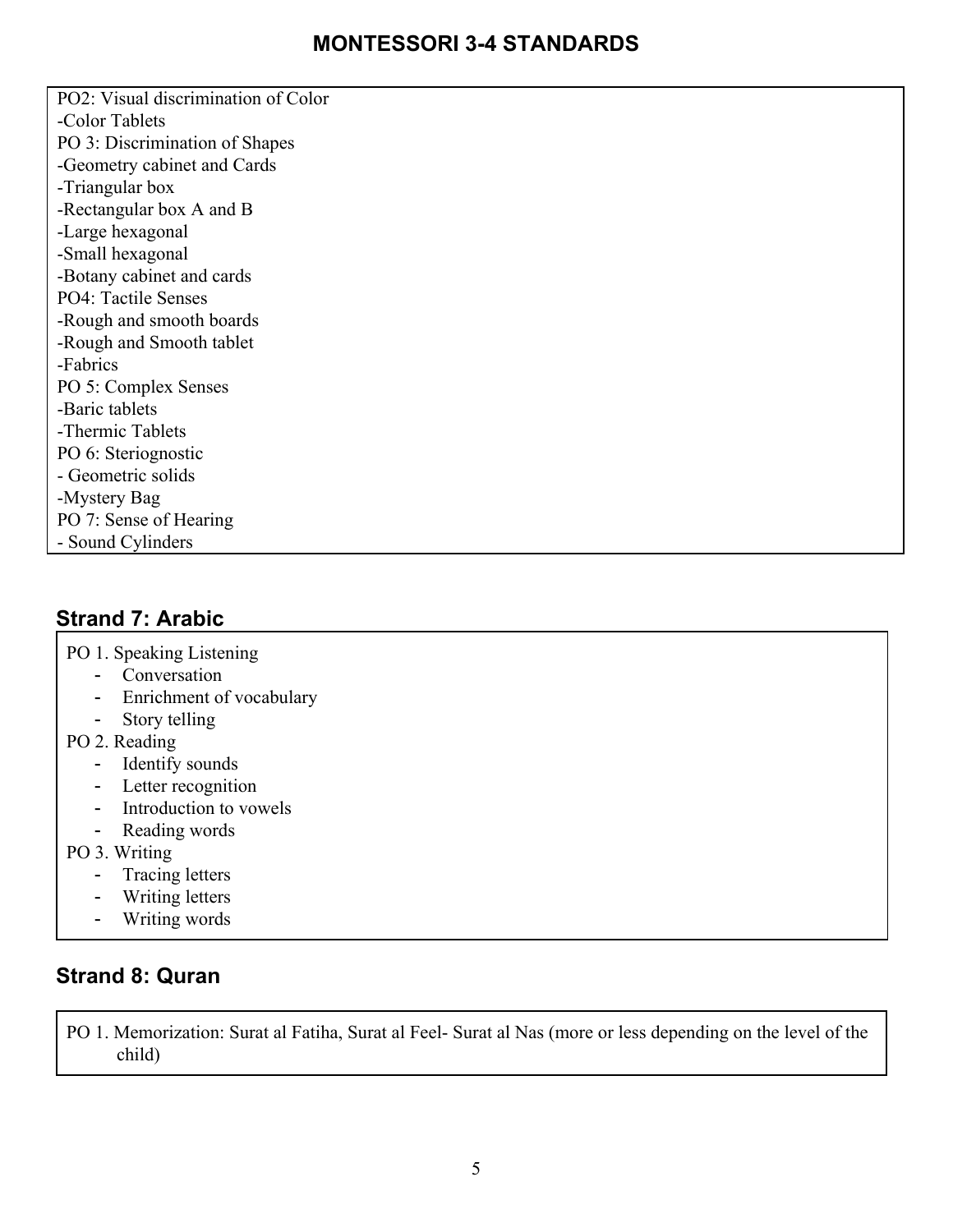PO2: Visual discrimination of Color
-Color Tablets
PO 3: Discrimination of Shapes
-Geometry cabinet and Cards
-Triangular box
-Rectangular box A and B
-Large hexagonal
-Small hexagonal
-Botany cabinet and cards
PO4: Tactile Senses
-Rough and smooth boards
-Rough and Smooth tablet
-Fabrics
PO 5: Complex Senses
-Baric tablets
-Thermic Tablets
PO 6: Steriognostic
- Geometric solids
-Mystery Bag
PO 7: Sense of Hearing
- Sound Cylinders

## Strand 7: Arabic

PO 1. Speaking Listening
- Conversation
- Enrichment of vocabulary
- Story telling

PO 2. Reading
- Identify sounds
- Letter recognition
- Introduction to vowels
- Reading words

PO 3. Writing
- Tracing letters
- Writing letters
- Writing words

## Strand 8: Quran

PO 1. Memorization: Surat al Fatiha, Surat al Feel- Surat al Nas (more or less depending on the level of the child)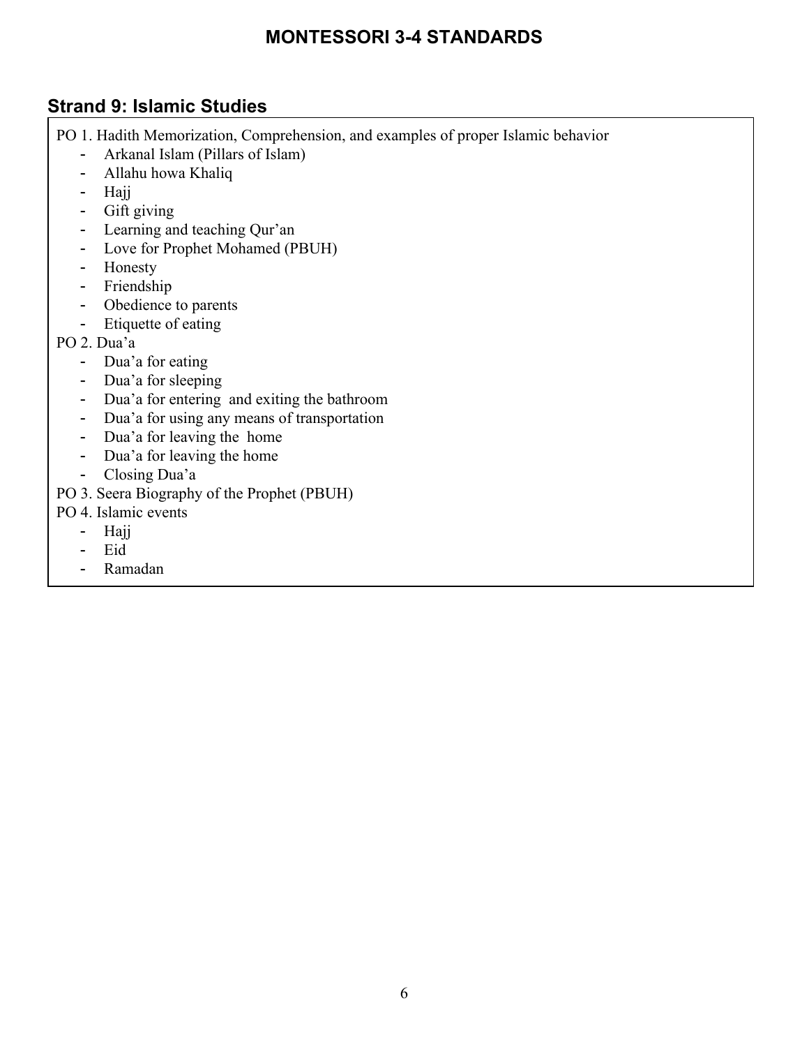# MONTESSORI 3-4 STANDARDS

## Strand 9: Islamic Studies

PO 1. Hadith Memorization, Comprehension, and examples of proper Islamic behavior

- Arkanal Islam (Pillars of Islam)
- Allahu howa Khaliq
- Hajj
- Gift giving
- Learning and teaching Qur'an
- Love for Prophet Mohamed (PBUH)
- Honesty
- Friendship
- Obedience to parents
- Etiquette of eating

PO 2. Dua'a

- Dua'a for eating
- Dua'a for sleeping
- Dua'a for entering and exiting the bathroom
- Dua'a for using any means of transportation
- Dua'a for leaving the home
- Dua'a for leaving the home
- Closing Dua'a

PO 3. Seera Biography of the Prophet (PBUH)

PO 4. Islamic events

- Hajj
- Eid
- Ramadan